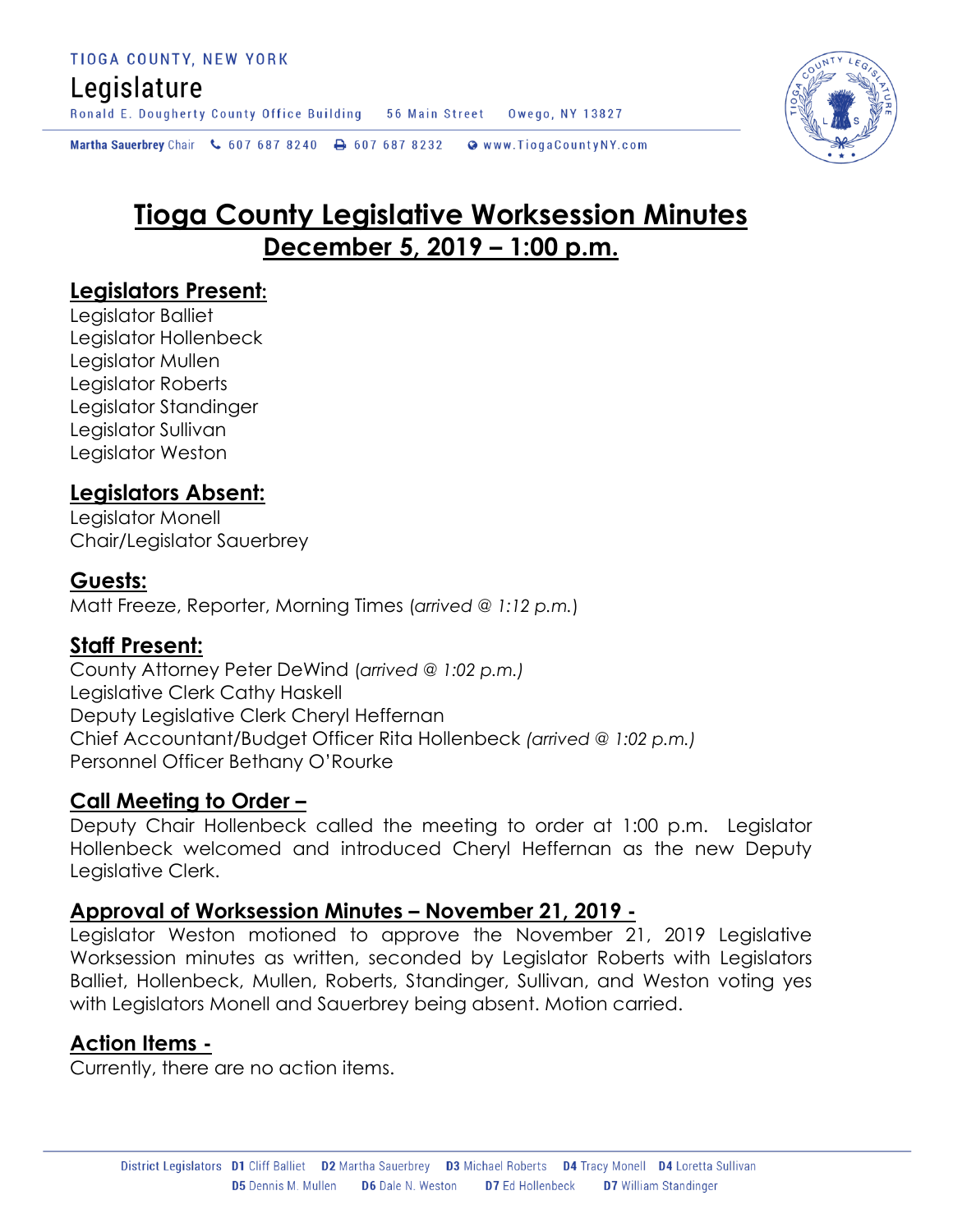TIOGA COUNTY, NEW YORK

Legislature

Ronald E. Dougherty County Office Building 56 Main Street Owego, NY 13827

**Martha Sauerbrey** Chair 607 687 8240 607 687 8232 www.TiogaCountyNY.com

# Tioga County Legislative Worksession Minutes

## December 5, 2019 – 1:00 p.m.

### Legislators Present:

Legislator Balliet
Legislator Hollenbeck
Legislator Mullen
Legislator Roberts
Legislator Standinger
Legislator Sullivan
Legislator Weston

### Legislators Absent:

Legislator Monell
Chair/Legislator Sauerbrey

### Guests:

Matt Freeze, Reporter, Morning Times (*arrived @ 1:12 p.m.*)

### Staff Present:

County Attorney Peter DeWind (*arrived @ 1:02 p.m.)*
Legislative Clerk Cathy Haskell
Deputy Legislative Clerk Cheryl Heffernan
Chief Accountant/Budget Officer Rita Hollenbeck *(arrived @ 1:02 p.m.)*
Personnel Officer Bethany O'Rourke

### Call Meeting to Order –

Deputy Chair Hollenbeck called the meeting to order at 1:00 p.m. Legislator Hollenbeck welcomed and introduced Cheryl Heffernan as the new Deputy Legislative Clerk.

### Approval of Worksession Minutes – November 21, 2019 -

Legislator Weston motioned to approve the November 21, 2019 Legislative Worksession minutes as written, seconded by Legislator Roberts with Legislators Balliet, Hollenbeck, Mullen, Roberts, Standinger, Sullivan, and Weston voting yes with Legislators Monell and Sauerbrey being absent. Motion carried.

### Action Items -

Currently, there are no action items.

District Legislators **D1** Cliff Balliet **D2** Martha Sauerbrey **D3** Michael Roberts **D4** Tracy Monell **D4** Loretta Sullivan **D5** Dennis M. Mullen **D6** Dale N. Weston **D7** Ed Hollenbeck **D7** William Standinger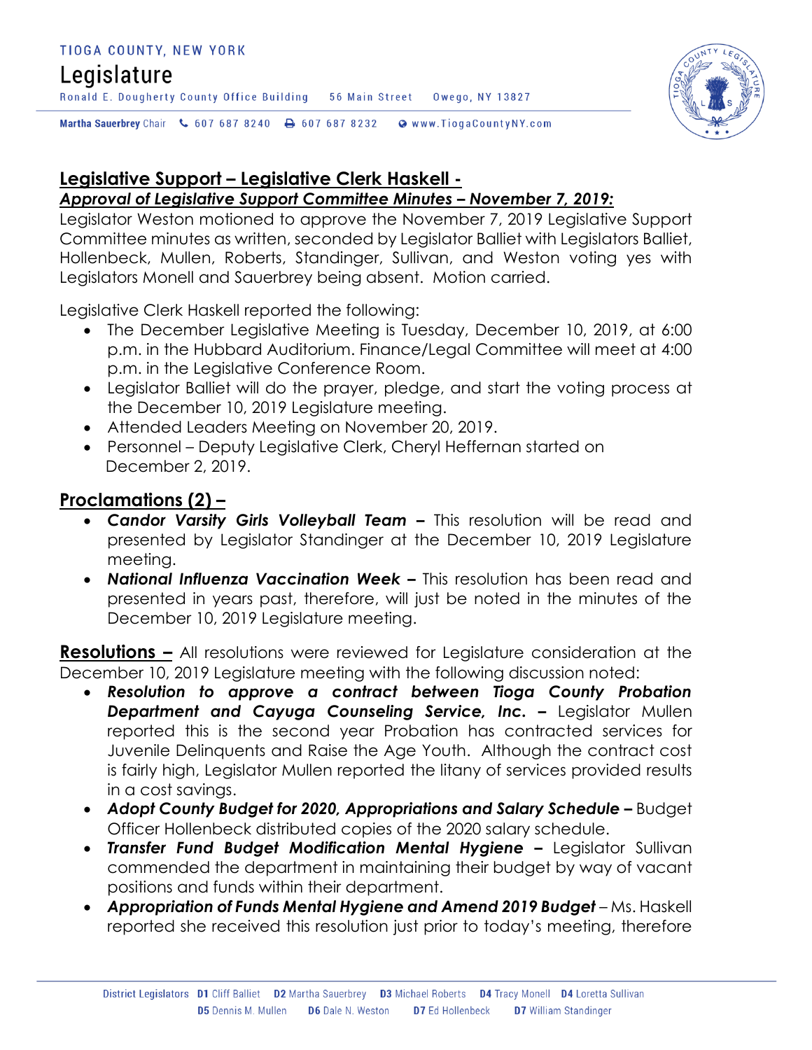## Legislative Support – Legislative Clerk Haskell -

***Approval of Legislative Support Committee Minutes – November 7, 2019:***

Legislator Weston motioned to approve the November 7, 2019 Legislative Support Committee minutes as written, seconded by Legislator Balliet with Legislators Balliet, Hollenbeck, Mullen, Roberts, Standinger, Sullivan, and Weston voting yes with Legislators Monell and Sauerbrey being absent. Motion carried.

Legislative Clerk Haskell reported the following:

- The December Legislative Meeting is Tuesday, December 10, 2019, at 6:00 p.m. in the Hubbard Auditorium. Finance/Legal Committee will meet at 4:00 p.m. in the Legislative Conference Room.
- Legislator Balliet will do the prayer, pledge, and start the voting process at the December 10, 2019 Legislature meeting.
- Attended Leaders Meeting on November 20, 2019.
- Personnel – Deputy Legislative Clerk, Cheryl Heffernan started on December 2, 2019.

## Proclamations (2) –

- ***Candor Varsity Girls Volleyball Team –*** This resolution will be read and presented by Legislator Standinger at the December 10, 2019 Legislature meeting.
- ***National Influenza Vaccination Week –*** This resolution has been read and presented in years past, therefore, will just be noted in the minutes of the December 10, 2019 Legislature meeting.

**Resolutions –** All resolutions were reviewed for Legislature consideration at the December 10, 2019 Legislature meeting with the following discussion noted:

- ***Resolution to approve a contract between Tioga County Probation Department and Cayuga Counseling Service, Inc. –*** Legislator Mullen reported this is the second year Probation has contracted services for Juvenile Delinquents and Raise the Age Youth. Although the contract cost is fairly high, Legislator Mullen reported the litany of services provided results in a cost savings.
- ***Adopt County Budget for 2020, Appropriations and Salary Schedule –*** Budget Officer Hollenbeck distributed copies of the 2020 salary schedule.
- ***Transfer Fund Budget Modification Mental Hygiene –*** Legislator Sullivan commended the department in maintaining their budget by way of vacant positions and funds within their department.
- ***Appropriation of Funds Mental Hygiene and Amend 2019 Budget*** – Ms. Haskell reported she received this resolution just prior to today's meeting, therefore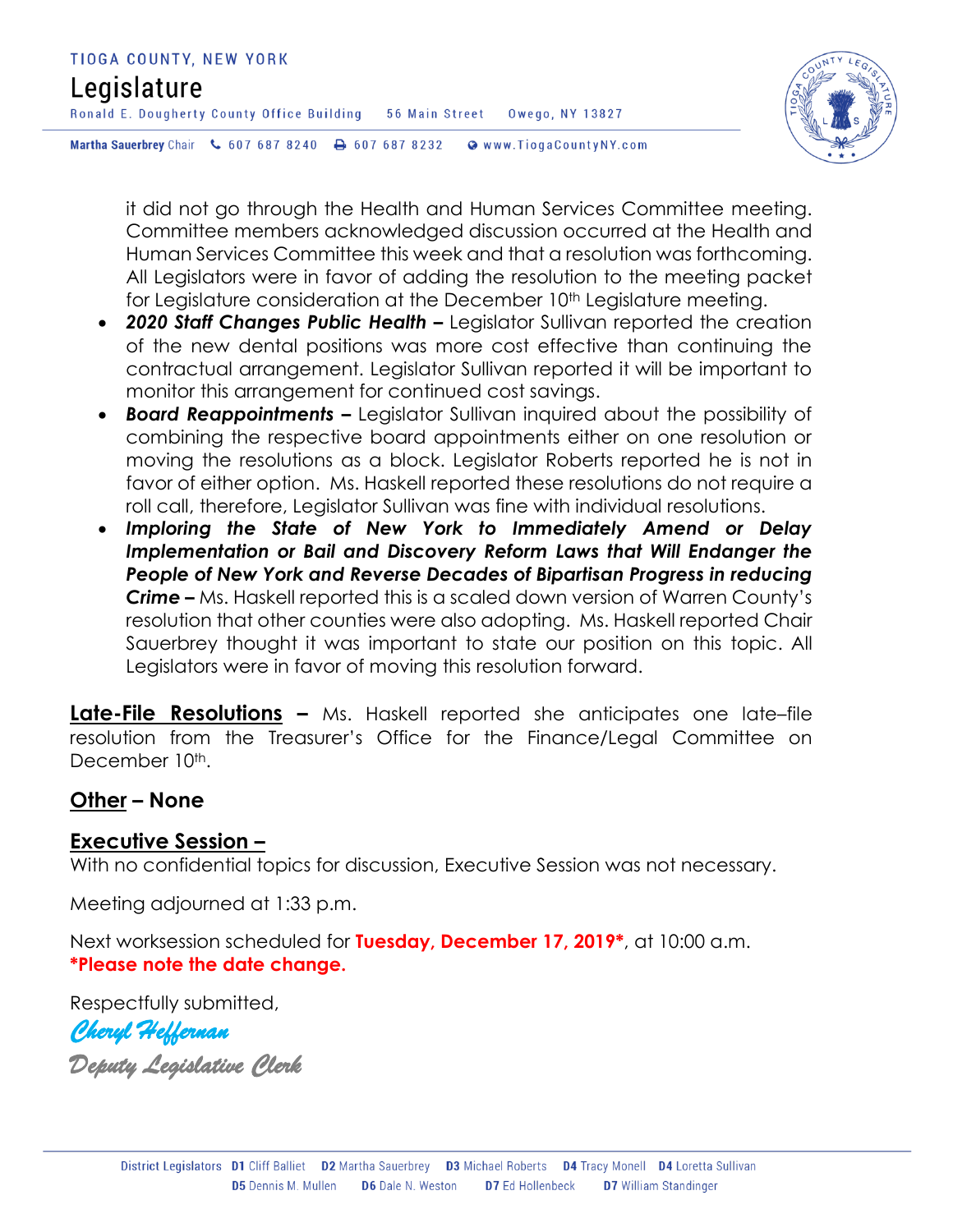it did not go through the Health and Human Services Committee meeting. Committee members acknowledged discussion occurred at the Health and Human Services Committee this week and that a resolution was forthcoming. All Legislators were in favor of adding the resolution to the meeting packet for Legislature consideration at the December 10th Legislature meeting.

- ***2020 Staff Changes Public Health –*** Legislator Sullivan reported the creation of the new dental positions was more cost effective than continuing the contractual arrangement. Legislator Sullivan reported it will be important to monitor this arrangement for continued cost savings.
- ***Board Reappointments –*** Legislator Sullivan inquired about the possibility of combining the respective board appointments either on one resolution or moving the resolutions as a block. Legislator Roberts reported he is not in favor of either option. Ms. Haskell reported these resolutions do not require a roll call, therefore, Legislator Sullivan was fine with individual resolutions.
- ***Imploring the State of New York to Immediately Amend or Delay Implementation or Bail and Discovery Reform Laws that Will Endanger the People of New York and Reverse Decades of Bipartisan Progress in reducing Crime –*** Ms. Haskell reported this is a scaled down version of Warren County's resolution that other counties were also adopting. Ms. Haskell reported Chair Sauerbrey thought it was important to state our position on this topic. All Legislators were in favor of moving this resolution forward.

**Late-File Resolutions –** Ms. Haskell reported she anticipates one late–file resolution from the Treasurer's Office for the Finance/Legal Committee on December 10th.

## Other – None

## Executive Session –

With no confidential topics for discussion, Executive Session was not necessary.

Meeting adjourned at 1:33 p.m.

Next worksession scheduled for **Tuesday, December 17, 2019***, at 10:00 a.m.
***Please note the date change.**

Respectfully submitted,

*Cheryl Heffernan*
*Deputy Legislative Clerk*